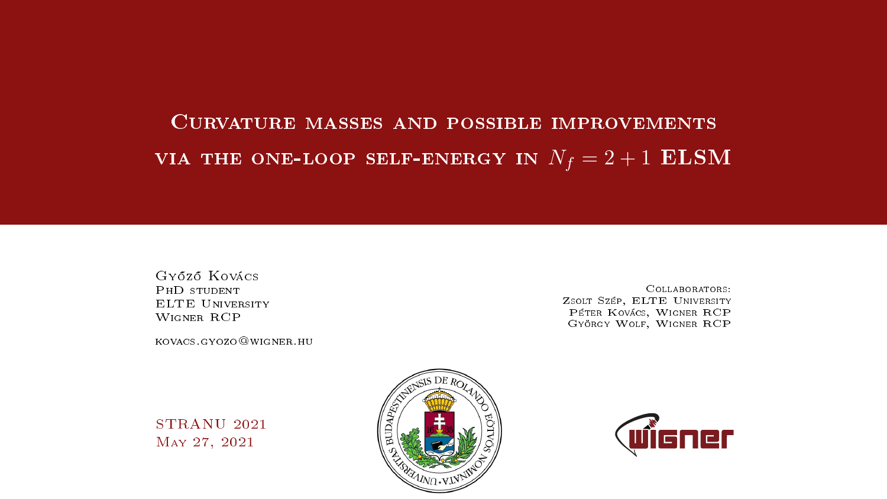# Curvature masses and possible improvements via the one-loop self-energy in $N_f = 2 + 1$ ELSM

Győző Kovács
PhD student
ELTE University
Wigner RCP

kovacs.gyozo@wigner.hu

Collaborators:
Zsolt Szép, ELTE University
Péter Kovács, Wigner RCP
György Wolf, Wigner RCP

STRANU 2021
May 27, 2021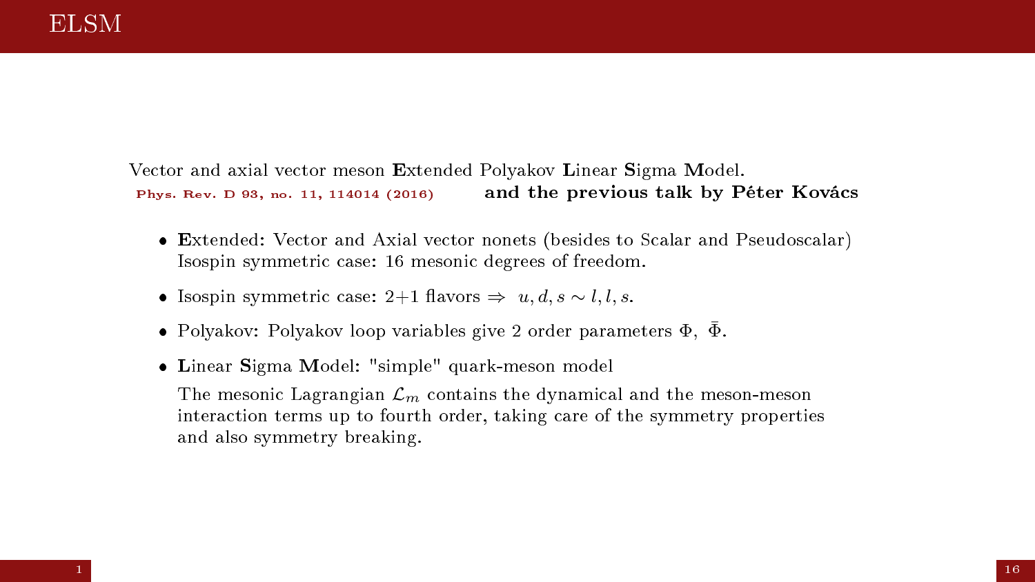# ELSM

Vector and axial vector meson **E**xtended Polyakov **L**inear **S**igma **M**odel.
**Phys. Rev. D 93, no. 11, 114014 (2016)** **and the previous talk by Péter Kovács**

- **E**xtended: Vector and Axial vector nonets (besides to Scalar and Pseudoscalar) Isospin symmetric case: 16 mesonic degrees of freedom.
- Isospin symmetric case: 2+1 flavors $\Rightarrow$ $u, d, s \sim l, l, s$.
- Polyakov: Polyakov loop variables give 2 order parameters $\Phi$, $\bar{\Phi}$.
- **L**inear **S**igma **M**odel: "simple" quark-meson model

  The mesonic Lagrangian $\mathcal{L}_m$ contains the dynamical and the meson-meson interaction terms up to fourth order, taking care of the symmetry properties and also symmetry breaking.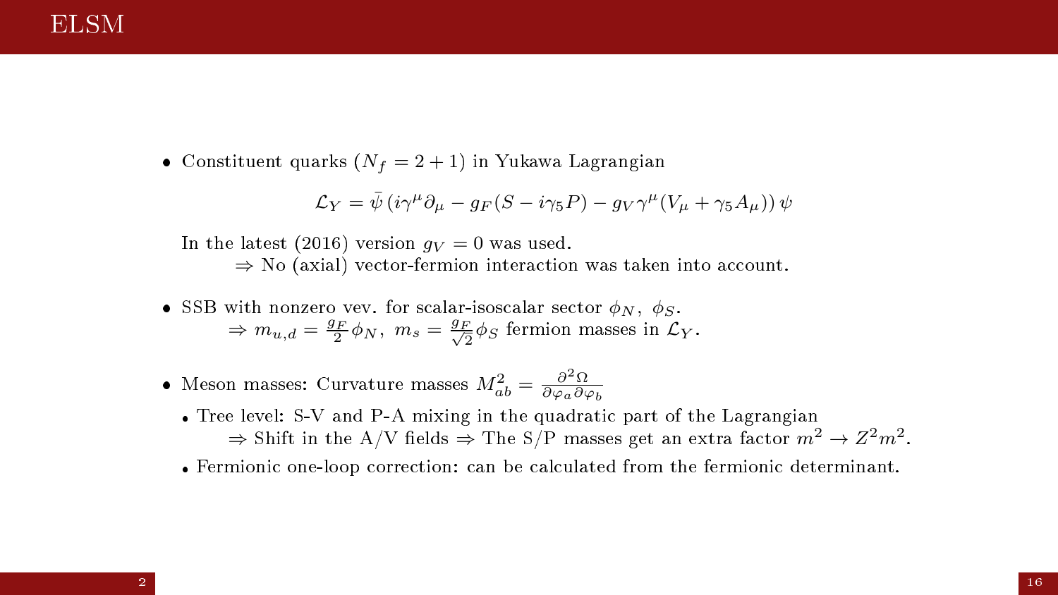# ELSM

- Constituent quarks ($N_f = 2+1$) in Yukawa Lagrangian

$$\mathcal{L}_Y = \bar{\psi}\left(i\gamma^\mu\partial_\mu - g_F(S - i\gamma_5 P) - g_V\gamma^\mu(V_\mu + \gamma_5 A_\mu)\right)\psi$$

  In the latest (2016) version $g_V = 0$ was used.
  $\Rightarrow$ No (axial) vector-fermion interaction was taken into account.

- SSB with nonzero vev. for scalar-isoscalar sector $\phi_N,\ \phi_S$.
  $\Rightarrow m_{u,d} = \frac{g_F}{2}\phi_N,\ m_s = \frac{g_F}{\sqrt{2}}\phi_S$ fermion masses in $\mathcal{L}_Y$.

- Meson masses: Curvature masses $M^2_{ab} = \frac{\partial^2\Omega}{\partial\varphi_a\partial\varphi_b}$
  - Tree level: S-V and P-A mixing in the quadratic part of the Lagrangian
    $\Rightarrow$ Shift in the A/V fields $\Rightarrow$ The S/P masses get an extra factor $m^2 \to Z^2 m^2$.
  - Fermionic one-loop correction: can be calculated from the fermionic determinant.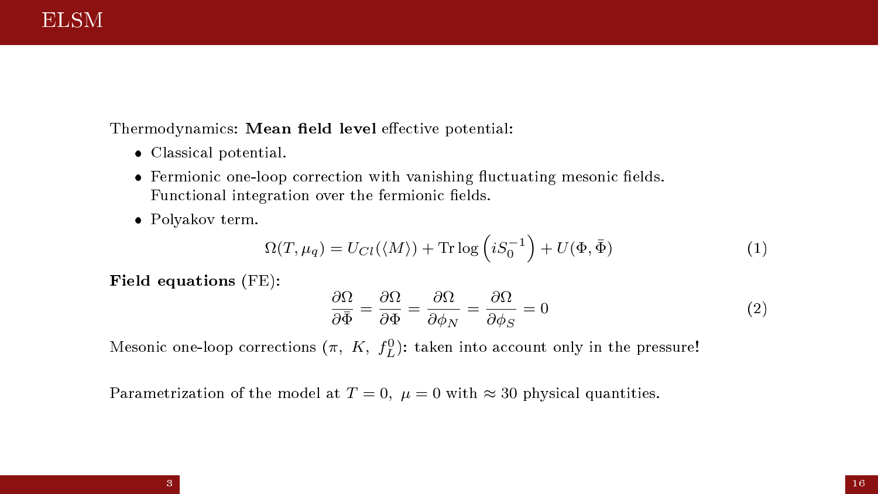# ELSM

Thermodynamics: **Mean field level** effective potential:

- Classical potential.
- Fermionic one-loop correction with vanishing fluctuating mesonic fields. Functional integration over the fermionic fields.
- Polyakov term.

$$\Omega(T, \mu_q) = U_{Cl}(\langle M \rangle) + \mathrm{Tr}\log\left(iS_0^{-1}\right) + U(\Phi, \bar{\Phi}) \tag{1}$$

**Field equations** (FE):

$$\frac{\partial \Omega}{\partial \bar{\Phi}} = \frac{\partial \Omega}{\partial \Phi} = \frac{\partial \Omega}{\partial \phi_N} = \frac{\partial \Omega}{\partial \phi_S} = 0 \tag{2}$$

Mesonic one-loop corrections ($\pi,\ K,\ f_L^0$): taken into account only in the pressure!

Parametrization of the model at $T = 0,\ \mu = 0$ with $\approx 30$ physical quantities.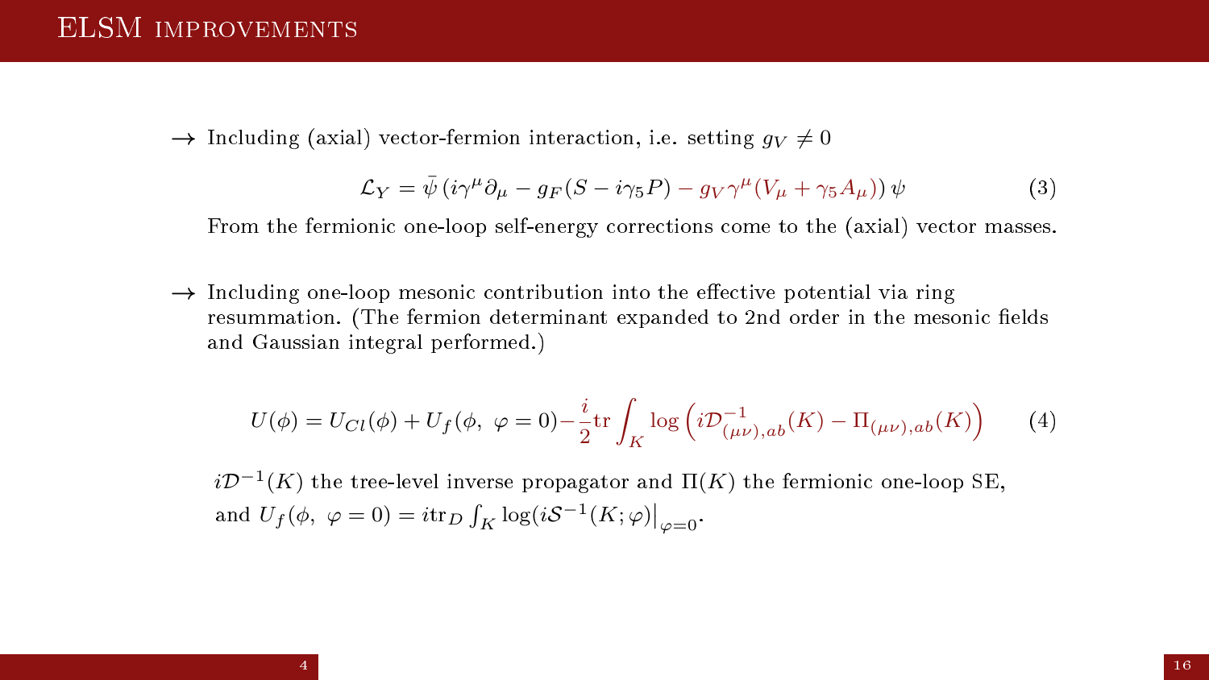# ELSM improvements

→ Including (axial) vector-fermion interaction, i.e. setting $g_V \neq 0$

$$\mathcal{L}_Y = \bar{\psi}\left(i\gamma^\mu \partial_\mu - g_F(S - i\gamma_5 P) - g_V \gamma^\mu (V_\mu + \gamma_5 A_\mu)\right)\psi \tag{3}$$

From the fermionic one-loop self-energy corrections come to the (axial) vector masses.

→ Including one-loop mesonic contribution into the effective potential via ring resummation. (The fermion determinant expanded to 2nd order in the mesonic fields and Gaussian integral performed.)

$$U(\phi) = U_{Cl}(\phi) + U_f(\phi,\ \varphi = 0) - \frac{i}{2}\mathrm{tr}\int_K \log\left(i\mathcal{D}^{-1}_{(\mu\nu),ab}(K) - \Pi_{(\mu\nu),ab}(K)\right) \tag{4}$$

$i\mathcal{D}^{-1}(K)$ the tree-level inverse propagator and $\Pi(K)$ the fermionic one-loop SE, and $U_f(\phi,\ \varphi = 0) = i\mathrm{tr}_D \int_K \log(i\mathcal{S}^{-1}(K;\varphi)\big|_{\varphi=0}$.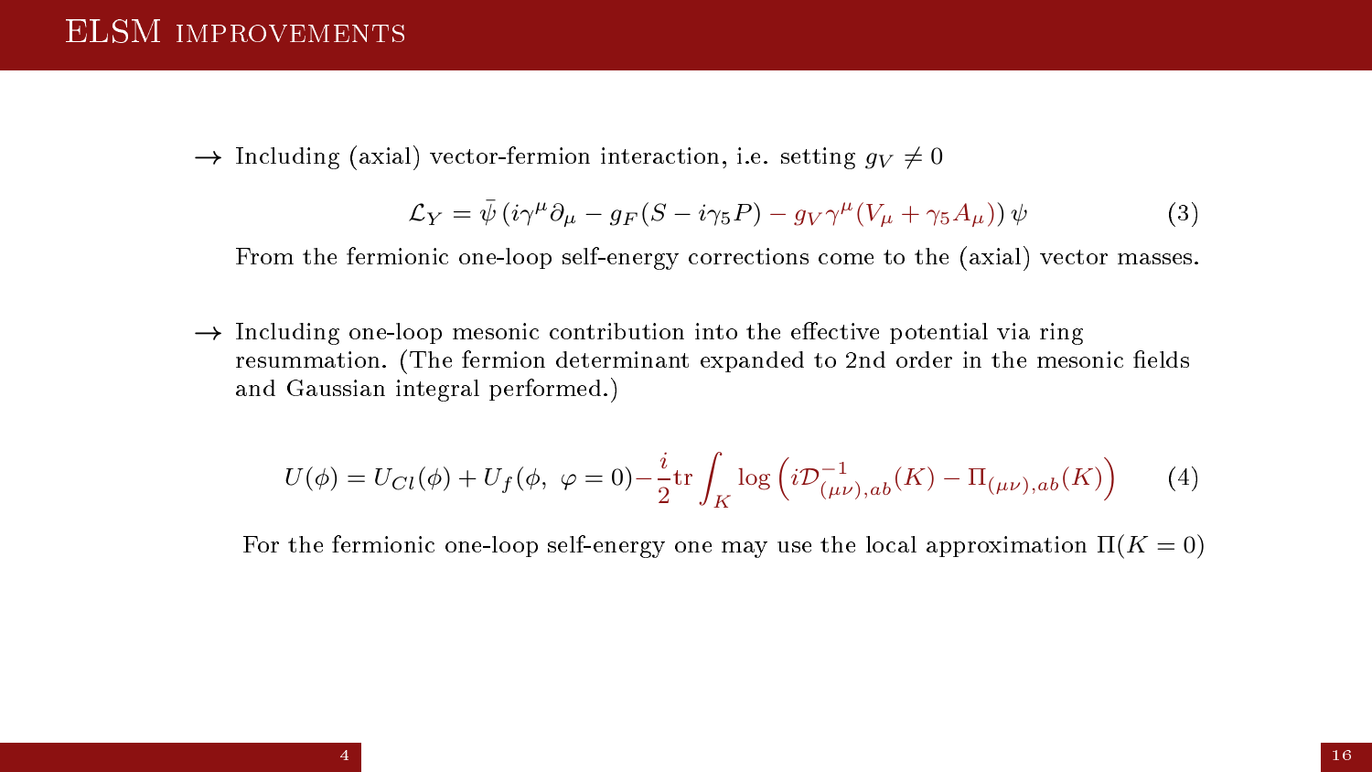# ELSM improvements

→ Including (axial) vector-fermion interaction, i.e. setting $g_V \neq 0$

$$\mathcal{L}_Y = \bar{\psi}\left(i\gamma^\mu \partial_\mu - g_F(S - i\gamma_5 P) - g_V \gamma^\mu (V_\mu + \gamma_5 A_\mu)\right)\psi \tag{3}$$

From the fermionic one-loop self-energy corrections come to the (axial) vector masses.

→ Including one-loop mesonic contribution into the effective potential via ring resummation. (The fermion determinant expanded to 2nd order in the mesonic fields and Gaussian integral performed.)

$$U(\phi) = U_{Cl}(\phi) + U_f(\phi,\ \varphi = 0) - \frac{i}{2}\mathrm{tr}\int_K \log\left(i\mathcal{D}^{-1}_{(\mu\nu),ab}(K) - \Pi_{(\mu\nu),ab}(K)\right) \tag{4}$$

For the fermionic one-loop self-energy one may use the local approximation $\Pi(K = 0)$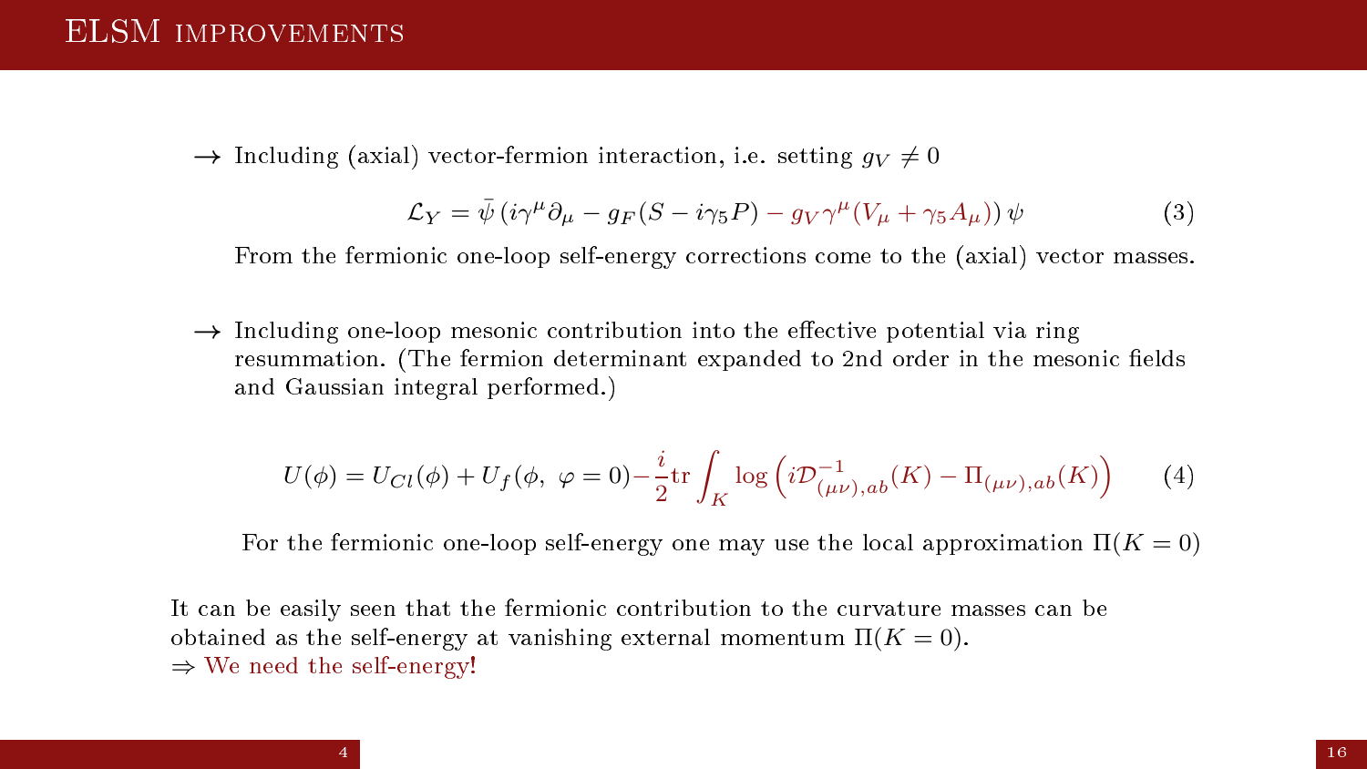# ELSM improvements

→ Including (axial) vector-fermion interaction, i.e. setting $g_V \neq 0$

$$\mathcal{L}_Y = \bar{\psi}\left(i\gamma^\mu\partial_\mu - g_F(S - i\gamma_5 P) - g_V\gamma^\mu(V_\mu + \gamma_5 A_\mu)\right)\psi \tag{3}$$

From the fermionic one-loop self-energy corrections come to the (axial) vector masses.

→ Including one-loop mesonic contribution into the effective potential via ring resummation. (The fermion determinant expanded to 2nd order in the mesonic fields and Gaussian integral performed.)

$$U(\phi) = U_{Cl}(\phi) + U_f(\phi,\ \varphi = 0) - \frac{i}{2}\mathrm{tr}\int_K \log\left(i\mathcal{D}^{-1}_{(\mu\nu),ab}(K) - \Pi_{(\mu\nu),ab}(K)\right) \tag{4}$$

For the fermionic one-loop self-energy one may use the local approximation $\Pi(K=0)$

It can be easily seen that the fermionic contribution to the curvature masses can be obtained as the self-energy at vanishing external momentum $\Pi(K=0)$.
⇒ We need the self-energy!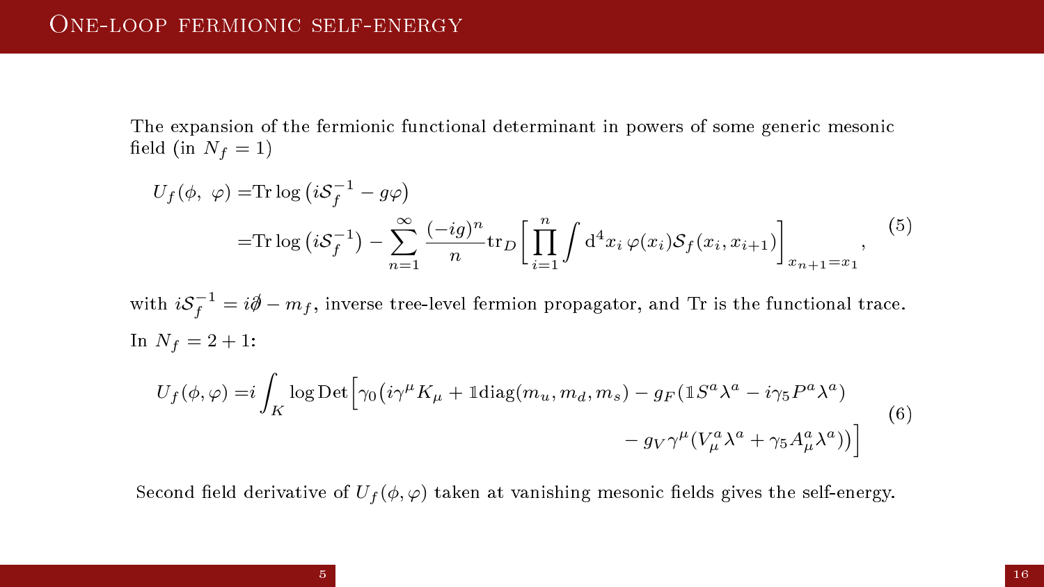## One-loop fermionic self-energy

The expansion of the fermionic functional determinant in powers of some generic mesonic field (in $N_f = 1$)

$$
\begin{aligned}
U_f(\phi,\ \varphi) =& \mathrm{Tr}\log\left(i\mathcal{S}_f^{-1} - g\varphi\right) \\
=& \mathrm{Tr}\log\left(i\mathcal{S}_f^{-1}\right) - \sum_{n=1}^{\infty}\frac{(-ig)^n}{n}\mathrm{tr}_D\left[\prod_{i=1}^{n}\int \mathrm{d}^4x_i\,\varphi(x_i)\mathcal{S}_f(x_i,x_{i+1})\right]_{x_{n+1}=x_1},
\end{aligned}
\tag{5}
$$

with $i\mathcal{S}_f^{-1} = i\partial\!\!\!/ - m_f$, inverse tree-level fermion propagator, and Tr is the functional trace.

In $N_f = 2+1$:

$$
\begin{aligned}
U_f(\phi,\varphi) =& i\int_K \log\mathrm{Det}\Big[\gamma_0\big(i\gamma^\mu K_\mu + \mathbb{1}\mathrm{diag}(m_u,m_d,m_s) - g_F(\mathbb{1}S^a\lambda^a - i\gamma_5 P^a\lambda^a) \\
& - g_V\gamma^\mu(V_\mu^a\lambda^a + \gamma_5 A_\mu^a\lambda^a)\big)\Big]
\end{aligned}
\tag{6}
$$

Second field derivative of $U_f(\phi,\varphi)$ taken at vanishing mesonic fields gives the self-energy.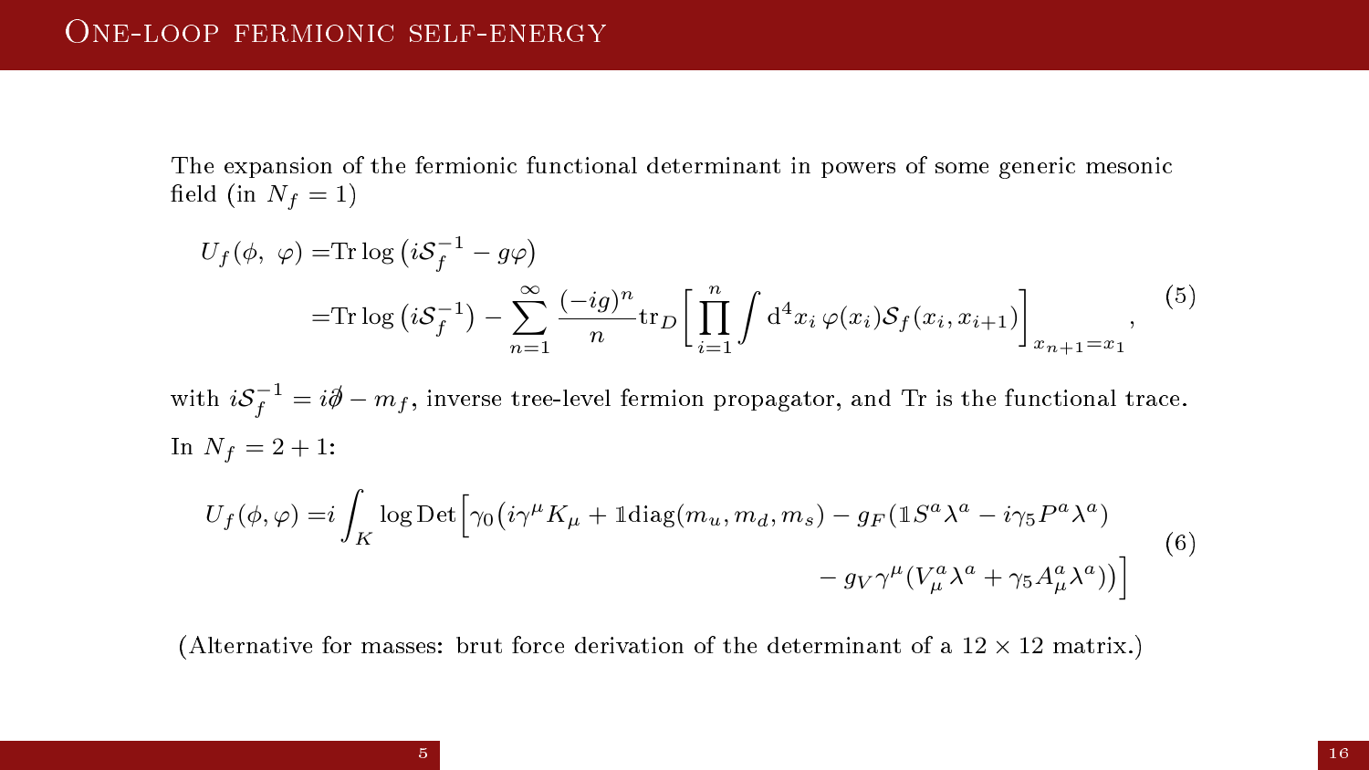# One-loop fermionic self-energy

The expansion of the fermionic functional determinant in powers of some generic mesonic field (in $N_f = 1$)

$$
\begin{aligned}
U_f(\phi,\ \varphi) =& \mathrm{Tr} \log \left( i\mathcal{S}_f^{-1} - g\varphi \right) \\
=& \mathrm{Tr} \log \left( i\mathcal{S}_f^{-1} \right) - \sum_{n=1}^{\infty} \frac{(-ig)^n}{n} \mathrm{tr}_D \left[ \prod_{i=1}^{n} \int \mathrm{d}^4 x_i \, \varphi(x_i) \mathcal{S}_f(x_i, x_{i+1}) \right]_{x_{n+1}=x_1},
\end{aligned}
\tag{5}
$$

with $i\mathcal{S}_f^{-1} = i\partial\!\!\!/ - m_f$, inverse tree-level fermion propagator, and Tr is the functional trace.

In $N_f = 2+1$:

$$
\begin{aligned}
U_f(\phi, \varphi) =& i \int_K \log \mathrm{Det} \Big[ \gamma_0 \big( i\gamma^\mu K_\mu + \mathbb{1}\mathrm{diag}(m_u, m_d, m_s) - g_F (\mathbb{1} S^a \lambda^a - i\gamma_5 P^a \lambda^a) \\
& \qquad\qquad\qquad - g_V \gamma^\mu (V_\mu^a \lambda^a + \gamma_5 A_\mu^a \lambda^a) \big) \Big]
\end{aligned}
\tag{6}
$$

(Alternative for masses: brut force derivation of the determinant of a $12 \times 12$ matrix.)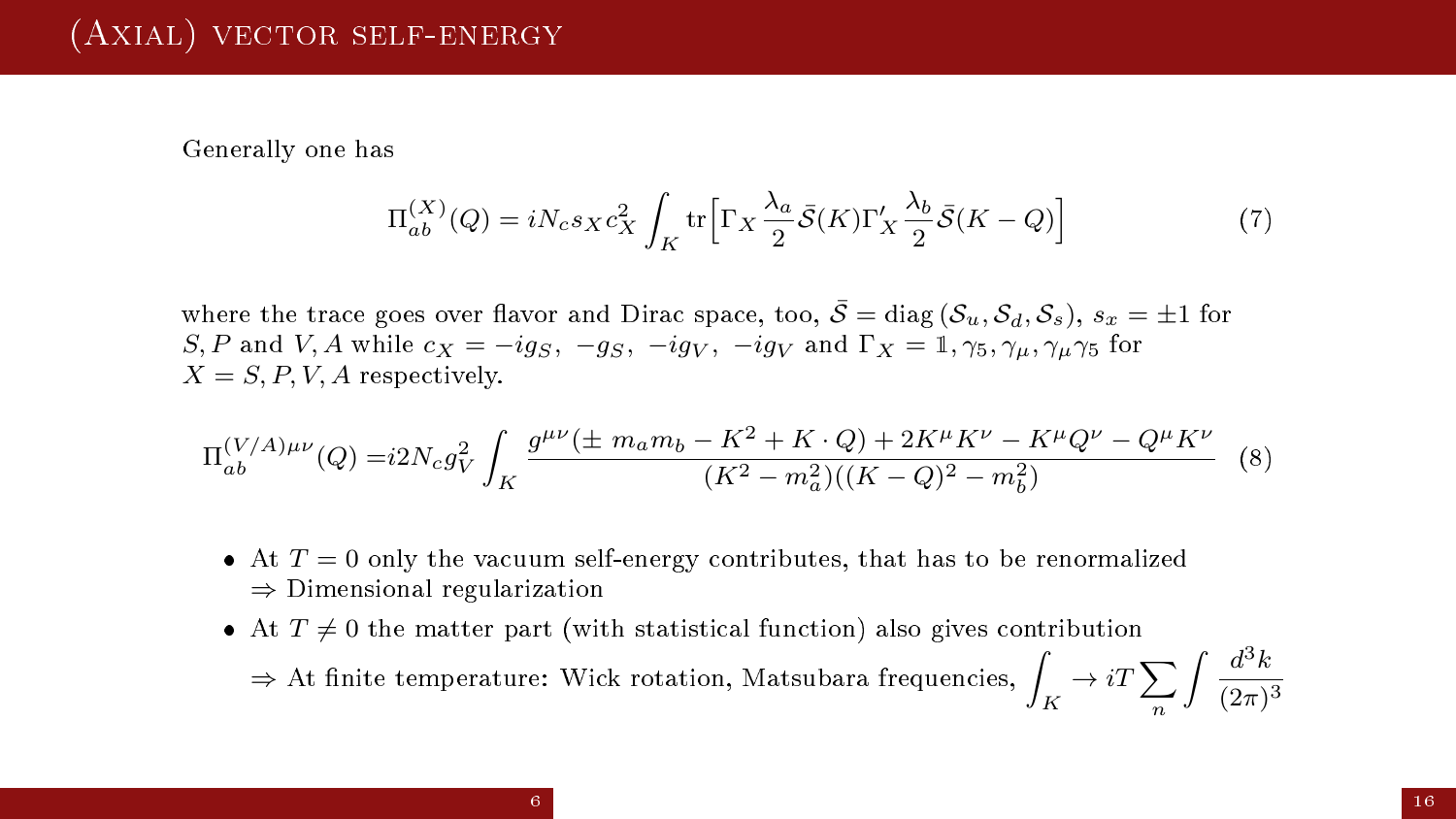# (Axial) vector self-energy

Generally one has

$$\Pi_{ab}^{(X)}(Q) = iN_c s_X c_X^2 \int_K \mathrm{tr}\Big[\Gamma_X \frac{\lambda_a}{2}\bar{\mathcal{S}}(K)\Gamma_X' \frac{\lambda_b}{2}\bar{\mathcal{S}}(K-Q)\Big] \tag{7}$$

where the trace goes over flavor and Dirac space, too, $\bar{\mathcal{S}} = \mathrm{diag}\,(\mathcal{S}_u, \mathcal{S}_d, \mathcal{S}_s)$, $s_x = \pm 1$ for $S, P$ and $V, A$ while $c_X = -ig_S,\ -g_S,\ -ig_V,\ -ig_V$ and $\Gamma_X = \mathbb{1}, \gamma_5, \gamma_\mu, \gamma_\mu\gamma_5$ for $X = S, P, V, A$ respectively.

$$\Pi_{ab}^{(V/A)\mu\nu}(Q) = i2N_c g_V^2 \int_K \frac{g^{\mu\nu}(\pm\, m_a m_b - K^2 + K\cdot Q) + 2K^\mu K^\nu - K^\mu Q^\nu - Q^\mu K^\nu}{(K^2 - m_a^2)((K-Q)^2 - m_b^2)} \tag{8}$$

- At $T = 0$ only the vacuum self-energy contributes, that has to be renormalized $\Rightarrow$ Dimensional regularization
- At $T \neq 0$ the matter part (with statistical function) also gives contribution $\Rightarrow$ At finite temperature: Wick rotation, Matsubara frequencies, $\displaystyle\int_K \to iT\sum_n \int \frac{d^3k}{(2\pi)^3}$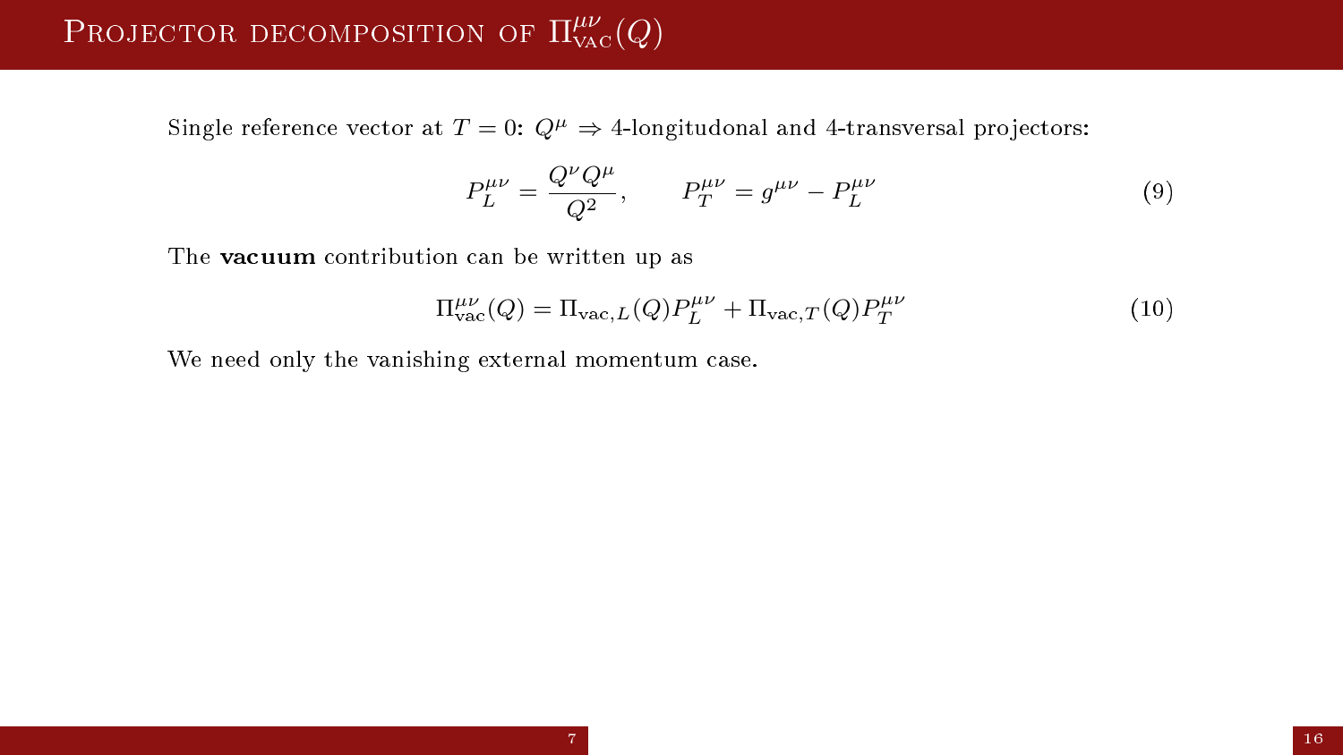# Projector decomposition of $\Pi^{\mu\nu}_{\text{VAC}}(Q)$

Single reference vector at $T=0$: $Q^\mu \Rightarrow$ 4-longitudonal and 4-transversal projectors:

$$P_L^{\mu\nu} = \frac{Q^\nu Q^\mu}{Q^2}, \qquad P_T^{\mu\nu} = g^{\mu\nu} - P_L^{\mu\nu} \tag{9}$$

The **vacuum** contribution can be written up as

$$\Pi^{\mu\nu}_{\text{vac}}(Q) = \Pi_{\text{vac},L}(Q) P_L^{\mu\nu} + \Pi_{\text{vac},T}(Q) P_T^{\mu\nu} \tag{10}$$

We need only the vanishing external momentum case.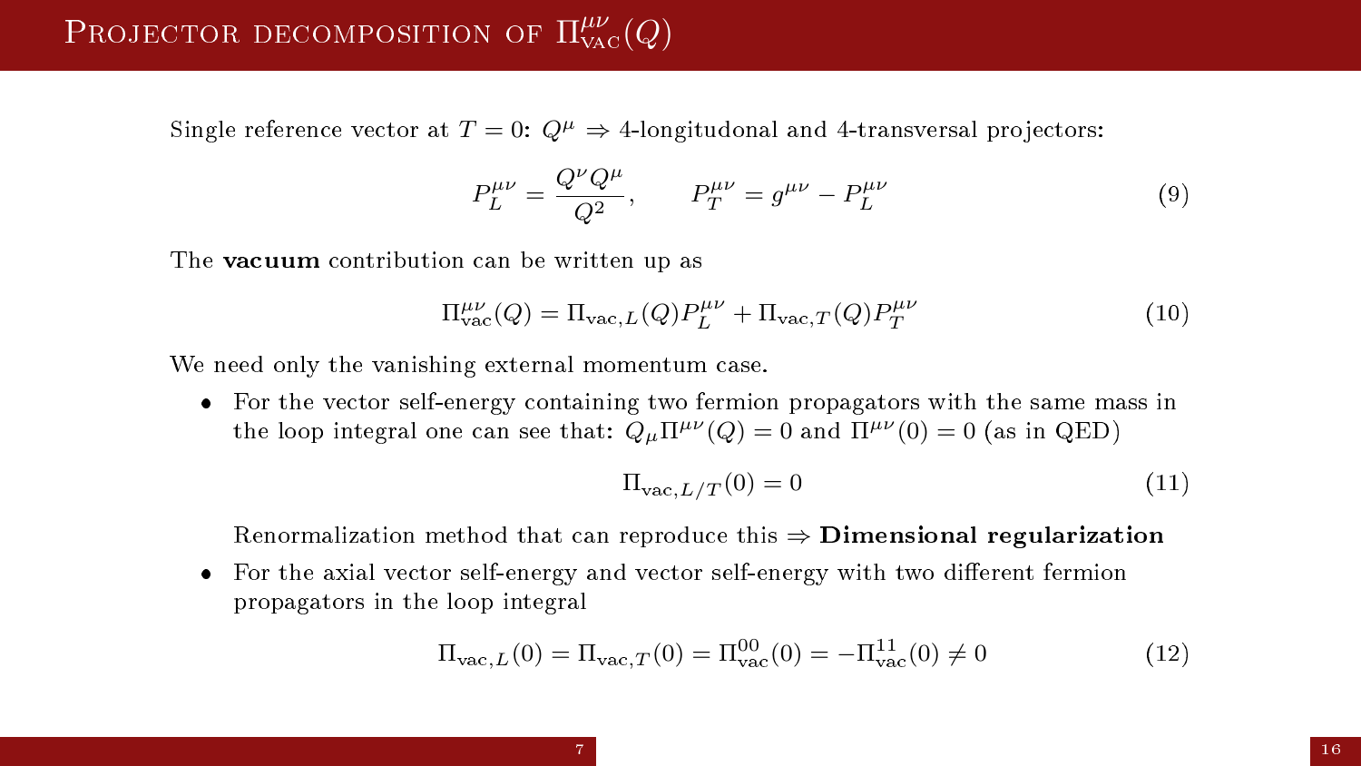# Projector decomposition of $\Pi^{\mu\nu}_{\text{VAC}}(Q)$

Single reference vector at $T = 0$: $Q^\mu \Rightarrow$ 4-longitudonal and 4-transversal projectors:

$$P_L^{\mu\nu} = \frac{Q^\nu Q^\mu}{Q^2}, \qquad P_T^{\mu\nu} = g^{\mu\nu} - P_L^{\mu\nu} \tag{9}$$

The **vacuum** contribution can be written up as

$$\Pi^{\mu\nu}_{\text{vac}}(Q) = \Pi_{\text{vac},L}(Q) P_L^{\mu\nu} + \Pi_{\text{vac},T}(Q) P_T^{\mu\nu} \tag{10}$$

We need only the vanishing external momentum case.

- For the vector self-energy containing two fermion propagators with the same mass in the loop integral one can see that: $Q_\mu \Pi^{\mu\nu}(Q) = 0$ and $\Pi^{\mu\nu}(0) = 0$ (as in QED)

$$\Pi_{\text{vac},L/T}(0) = 0 \tag{11}$$

  Renormalization method that can reproduce this $\Rightarrow$ **Dimensional regularization**

- For the axial vector self-energy and vector self-energy with two different fermion propagators in the loop integral

$$\Pi_{\text{vac},L}(0) = \Pi_{\text{vac},T}(0) = \Pi^{00}_{\text{vac}}(0) = -\Pi^{11}_{\text{vac}}(0) \neq 0 \tag{12}$$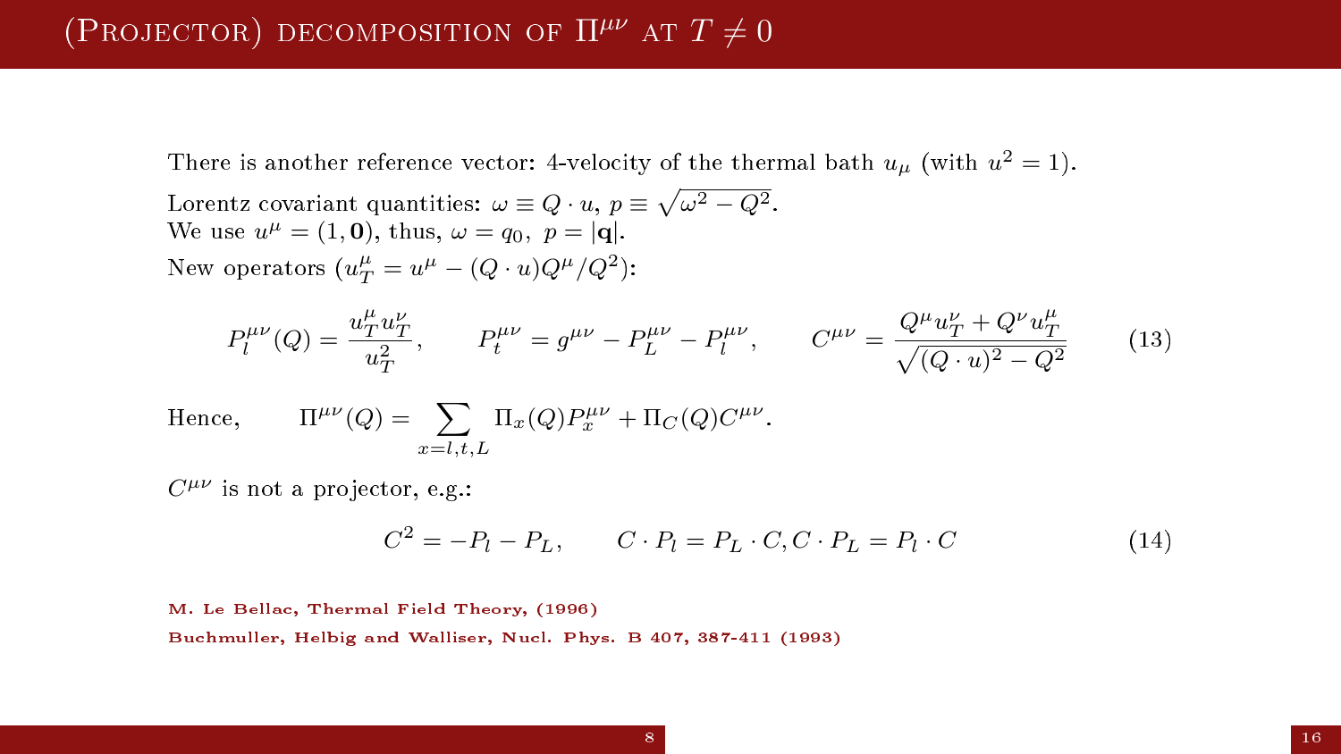# (Projector) decomposition of $\Pi^{\mu\nu}$ at $T \neq 0$

There is another reference vector: 4-velocity of the thermal bath $u_\mu$ (with $u^2 = 1$).

Lorentz covariant quantities: $\omega \equiv Q \cdot u$, $p \equiv \sqrt{\omega^2 - Q^2}$.
We use $u^\mu = (1, \mathbf{0})$, thus, $\omega = q_0, \ p = |\mathbf{q}|$.

New operators ($u_T^\mu = u^\mu - (Q \cdot u) Q^\mu / Q^2$):

$$P_l^{\mu\nu}(Q) = \frac{u_T^\mu u_T^\nu}{u_T^2}, \qquad P_t^{\mu\nu} = g^{\mu\nu} - P_L^{\mu\nu} - P_l^{\mu\nu}, \qquad C^{\mu\nu} = \frac{Q^\mu u_T^\nu + Q^\nu u_T^\mu}{\sqrt{(Q \cdot u)^2 - Q^2}} \tag{13}$$

Hence, $\qquad \Pi^{\mu\nu}(Q) = \sum_{x = l,t,L} \Pi_x(Q) P_x^{\mu\nu} + \Pi_C(Q) C^{\mu\nu}.$

$C^{\mu\nu}$ is not a projector, e.g.:

$$C^2 = -P_l - P_L, \qquad C \cdot P_l = P_L \cdot C, C \cdot P_L = P_l \cdot C \tag{14}$$

M. Le Bellac, Thermal Field Theory, (1996)

Buchmuller, Helbig and Walliser, Nucl. Phys. B 407, 387-411 (1993)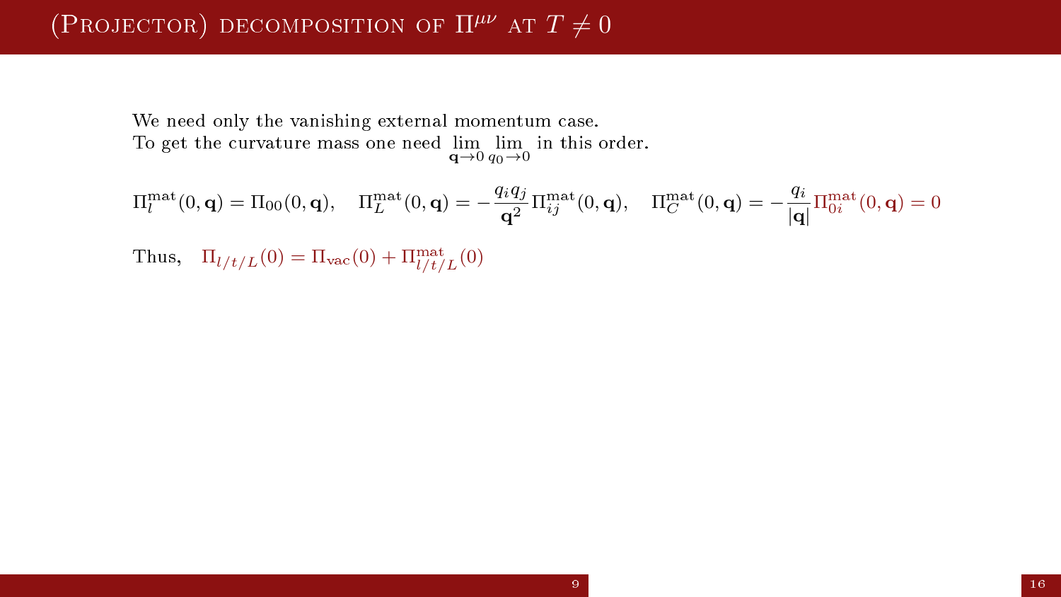# (Projector) decomposition of $\Pi^{\mu\nu}$ at $T \neq 0$

We need only the vanishing external momentum case.
To get the curvature mass one need $\lim_{\mathbf{q}\to 0} \lim_{q_0 \to 0}$ in this order.

$$\Pi_l^{\rm mat}(0,\mathbf{q}) = \Pi_{00}(0,\mathbf{q}), \quad \Pi_L^{\rm mat}(0,\mathbf{q}) = -\frac{q_i q_j}{\mathbf{q}^2}\Pi_{ij}^{\rm mat}(0,\mathbf{q}), \quad \Pi_C^{\rm mat}(0,\mathbf{q}) = -\frac{q_i}{|\mathbf{q}|}\Pi_{0i}^{\rm mat}(0,\mathbf{q}) = 0$$

Thus, $\quad \Pi_{l/t/L}(0) = \Pi_{\rm vac}(0) + \Pi^{\rm mat}_{l/t/L}(0)$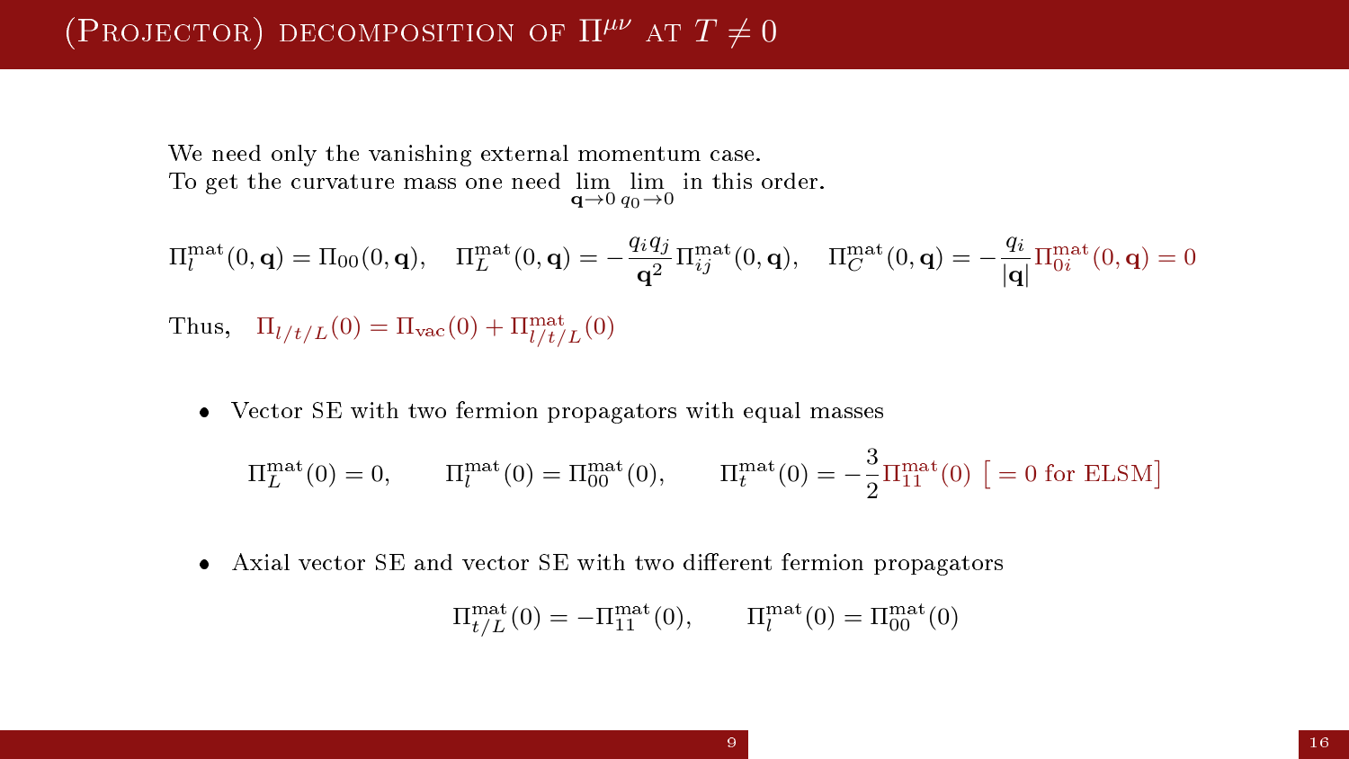## (Projector) decomposition of $\Pi^{\mu\nu}$ at $T \neq 0$

We need only the vanishing external momentum case.
To get the curvature mass one need $\lim\limits_{\mathbf{q}\to 0} \lim\limits_{q_0 \to 0}$ in this order.

$$\Pi_l^{\text{mat}}(0,\mathbf{q}) = \Pi_{00}(0,\mathbf{q}), \quad \Pi_L^{\text{mat}}(0,\mathbf{q}) = -\frac{q_i q_j}{\mathbf{q}^2}\Pi_{ij}^{\text{mat}}(0,\mathbf{q}), \quad \Pi_C^{\text{mat}}(0,\mathbf{q}) = -\frac{q_i}{|\mathbf{q}|}\Pi_{0i}^{\text{mat}}(0,\mathbf{q}) = 0$$

Thus, $\quad \Pi_{l/t/L}(0) = \Pi_{\text{vac}}(0) + \Pi^{\text{mat}}_{l/t/L}(0)$

- Vector SE with two fermion propagators with equal masses

$$\Pi_L^{\text{mat}}(0) = 0, \qquad \Pi_l^{\text{mat}}(0) = \Pi_{00}^{\text{mat}}(0), \qquad \Pi_t^{\text{mat}}(0) = -\frac{3}{2}\Pi_{11}^{\text{mat}}(0) \ \left[= 0 \text{ for ELSM}\right]$$

- Axial vector SE and vector SE with two different fermion propagators

$$\Pi_{t/L}^{\text{mat}}(0) = -\Pi_{11}^{\text{mat}}(0), \qquad \Pi_l^{\text{mat}}(0) = \Pi_{00}^{\text{mat}}(0)$$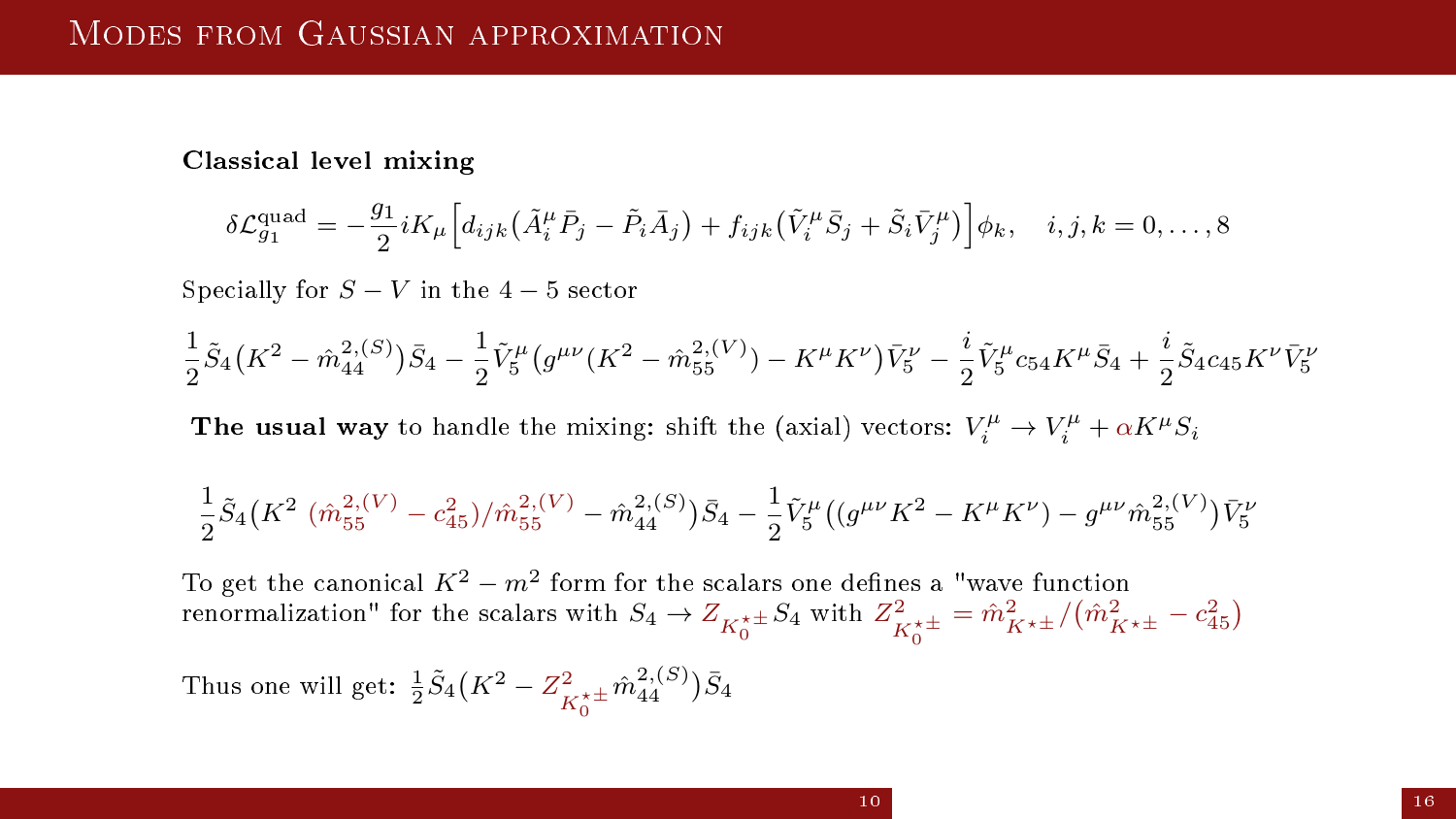## Modes from Gaussian approximation

**Classical level mixing**

$$\delta\mathcal{L}^{\rm quad}_{g_1} = -\frac{g_1}{2} i K_\mu \Big[ d_{ijk}\big(\tilde{A}^\mu_i \bar{P}_j - \tilde{P}_i \bar{A}_j\big) + f_{ijk}\big(\tilde{V}^\mu_i \bar{S}_j + \tilde{S}_i \bar{V}^\mu_j\big)\Big]\phi_k, \quad i,j,k = 0,\ldots,8$$

Specially for $S-V$ in the $4-5$ sector

$$\frac{1}{2}\tilde{S}_4\big(K^2 - \hat{m}^{2,(S)}_{44}\big)\bar{S}_4 - \frac{1}{2}\tilde{V}^\mu_5\big(g^{\mu\nu}(K^2 - \hat{m}^{2,(V)}_{55}) - K^\mu K^\nu\big)\bar{V}^\nu_5 - \frac{i}{2}\tilde{V}^\mu_5 c_{54} K^\mu \bar{S}_4 + \frac{i}{2}\tilde{S}_4 c_{45} K^\nu \bar{V}^\nu_5$$

**The usual way** to handle the mixing: shift the (axial) vectors: $V^\mu_i \to V^\mu_i + \alpha K^\mu S_i$

$$\frac{1}{2}\tilde{S}_4\big(K^2\ (\hat{m}^{2,(V)}_{55} - c^2_{45})/\hat{m}^{2,(V)}_{55} - \hat{m}^{2,(S)}_{44}\big)\bar{S}_4 - \frac{1}{2}\tilde{V}^\mu_5\big((g^{\mu\nu}K^2 - K^\mu K^\nu) - g^{\mu\nu}\hat{m}^{2,(V)}_{55}\big)\bar{V}^\nu_5$$

To get the canonical $K^2 - m^2$ form for the scalars one defines a "wave function renormalization" for the scalars with $S_4 \to Z_{K_0^\star \pm} S_4$ with $Z^2_{K_0^\star \pm} = \hat{m}^2_{K^\star \pm}/\big(\hat{m}^2_{K^\star \pm} - c^2_{45}\big)$

Thus one will get: $\frac{1}{2}\tilde{S}_4\big(K^2 - Z^2_{K_0^\star \pm}\hat{m}^{2,(S)}_{44}\big)\bar{S}_4$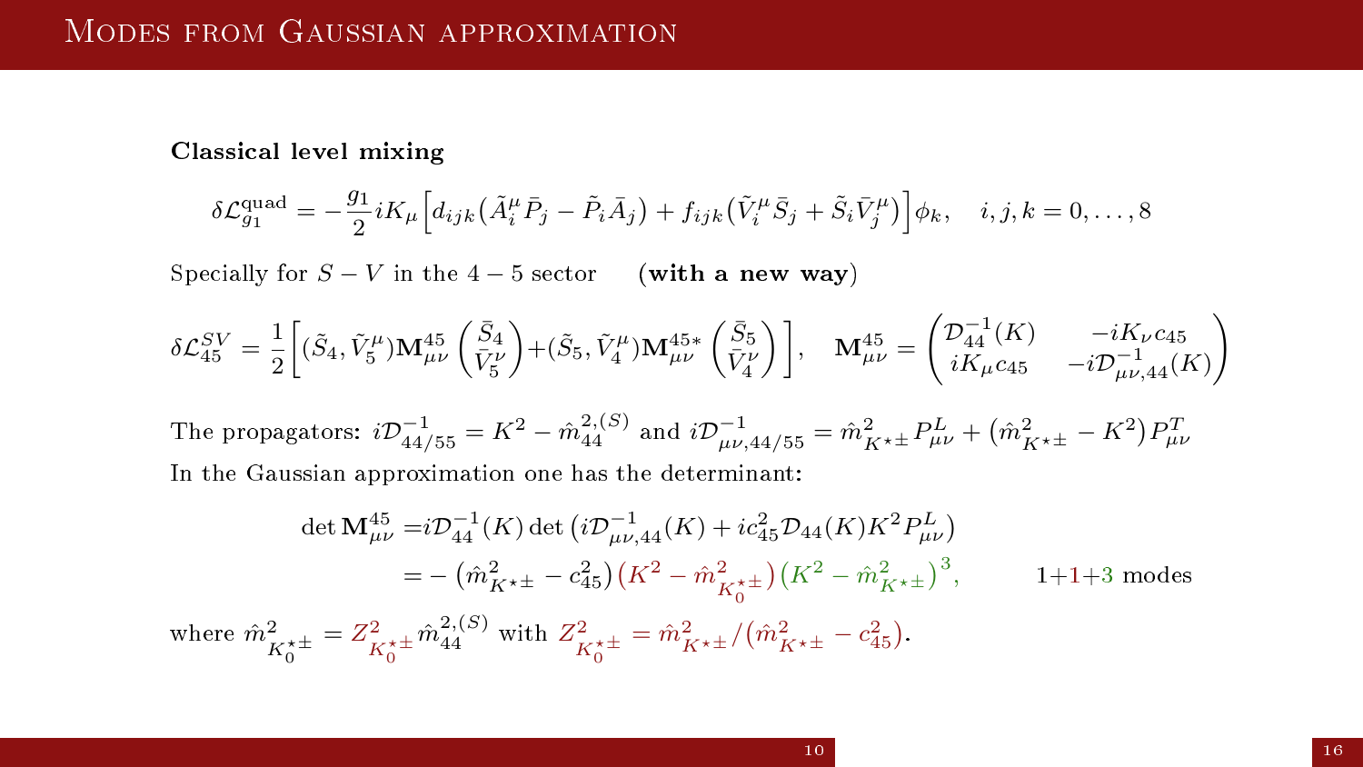# Modes from Gaussian approximation

**Classical level mixing**

$$\delta\mathcal{L}^{\text{quad}}_{g_1} = -\frac{g_1}{2} iK_\mu \Big[ d_{ijk}\big(\tilde{A}^\mu_i \bar{P}_j - \tilde{P}_i \bar{A}_j\big) + f_{ijk}\big(\tilde{V}^\mu_i \bar{S}_j + \tilde{S}_i \bar{V}^\mu_j\big)\Big]\phi_k, \quad i,j,k = 0,\ldots,8$$

Specially for $S-V$ in the $4-5$ sector (**with a new way**)

$$\delta\mathcal{L}^{SV}_{45} = \frac{1}{2}\bigg[(\tilde{S}_4, \tilde{V}^\mu_5)\mathbf{M}^{45}_{\mu\nu}\begin{pmatrix}\bar{S}_4\\ \bar{V}^\nu_5\end{pmatrix} + (\tilde{S}_5, \tilde{V}^\mu_4)\mathbf{M}^{45*}_{\mu\nu}\begin{pmatrix}\bar{S}_5\\ \bar{V}^\nu_4\end{pmatrix}\bigg], \quad \mathbf{M}^{45}_{\mu\nu} = \begin{pmatrix}\mathcal{D}^{-1}_{44}(K) & -iK_\nu c_{45}\\ iK_\mu c_{45} & -i\mathcal{D}^{-1}_{\mu\nu,44}(K)\end{pmatrix}$$

The propagators: $i\mathcal{D}^{-1}_{44/55} = K^2 - \hat{m}^{2,(S)}_{44}$ and $i\mathcal{D}^{-1}_{\mu\nu,44/55} = \hat{m}^2_{K^{\star\pm}} P^L_{\mu\nu} + \big(\hat{m}^2_{K^{\star\pm}} - K^2\big)P^T_{\mu\nu}$

In the Gaussian approximation one has the determinant:

$$\begin{aligned}\det \mathbf{M}^{45}_{\mu\nu} =& i\mathcal{D}^{-1}_{44}(K)\det\big(i\mathcal{D}^{-1}_{\mu\nu,44}(K) + ic^2_{45}\mathcal{D}_{44}(K)K^2 P^L_{\mu\nu}\big)\\ =& -\big(\hat{m}^2_{K^{\star\pm}} - c^2_{45}\big)\big(K^2 - \hat{m}^2_{K^{\star\pm}_0}\big)\big(K^2 - \hat{m}^2_{K^{\star\pm}}\big)^3,\end{aligned} \qquad 1+1+3 \text{ modes}$$

where $\hat{m}^2_{K^{\star\pm}_0} = Z^2_{K^{\star\pm}_0}\hat{m}^{2,(S)}_{44}$ with $Z^2_{K^{\star\pm}_0} = \hat{m}^2_{K^{\star\pm}}/\big(\hat{m}^2_{K^{\star\pm}} - c^2_{45}\big)$.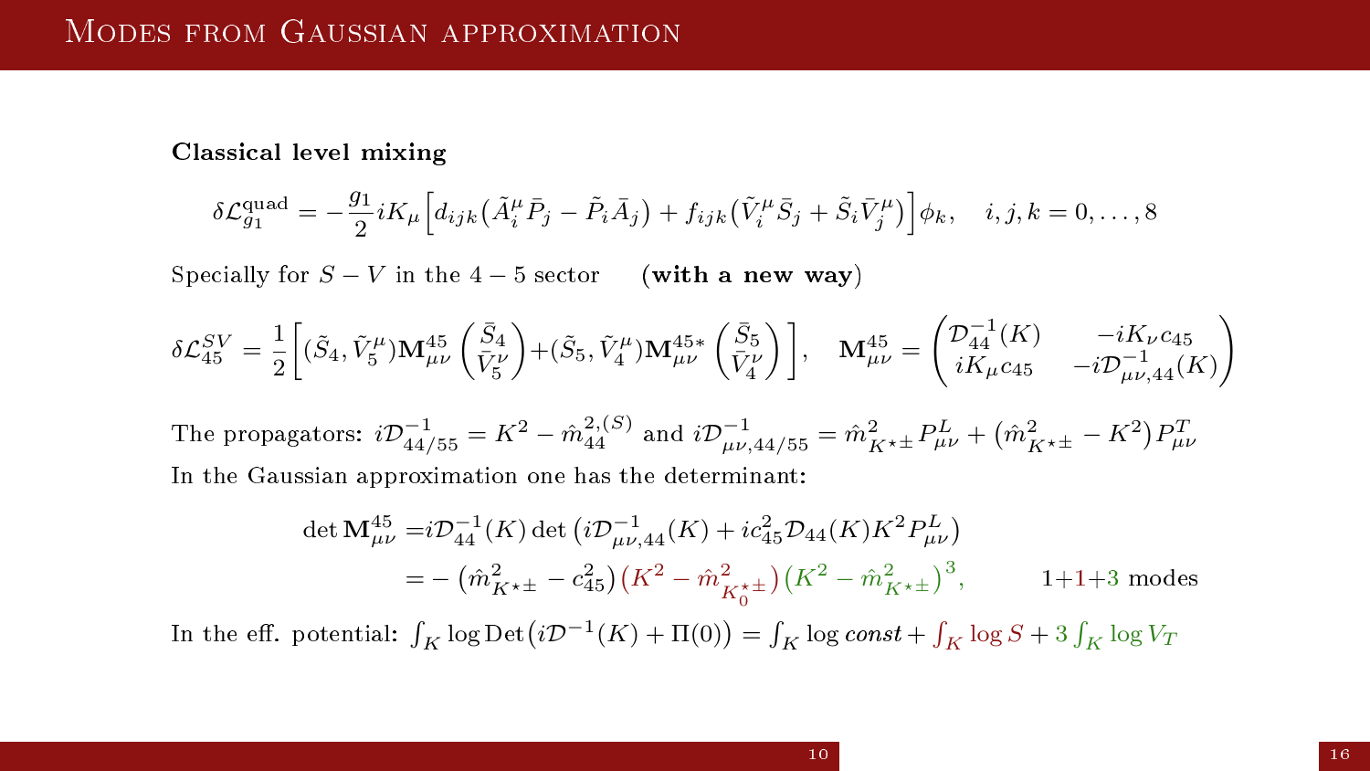# Modes from Gaussian approximation

**Classical level mixing**

$$\delta\mathcal{L}^{\rm quad}_{g_1} = -\frac{g_1}{2} i K_\mu \Big[ d_{ijk}\big(\tilde{A}^\mu_i \bar{P}_j - \tilde{P}_i \bar{A}_j\big) + f_{ijk}\big(\tilde{V}^\mu_i \bar{S}_j + \tilde{S}_i \bar{V}^\mu_j\big)\Big]\phi_k, \quad i,j,k = 0,\ldots,8$$

Specially for $S-V$ in the $4-5$ sector **(with a new way)**

$$\delta\mathcal{L}^{SV}_{45} = \frac{1}{2}\Bigg[(\tilde{S}_4, \tilde{V}^\mu_5)\mathbf{M}^{45}_{\mu\nu}\begin{pmatrix}\bar{S}_4\\ \bar{V}^\nu_5\end{pmatrix} + (\tilde{S}_5, \tilde{V}^\mu_4)\mathbf{M}^{45*}_{\mu\nu}\begin{pmatrix}\bar{S}_5\\ \bar{V}^\nu_4\end{pmatrix}\Bigg], \quad \mathbf{M}^{45}_{\mu\nu} = \begin{pmatrix}\mathcal{D}^{-1}_{44}(K) & -iK_\nu c_{45}\\ iK_\mu c_{45} & -i\mathcal{D}^{-1}_{\mu\nu,44}(K)\end{pmatrix}$$

The propagators: $i\mathcal{D}^{-1}_{44/55} = K^2 - \hat{m}^{2,(S)}_{44}$ and $i\mathcal{D}^{-1}_{\mu\nu,44/55} = \hat{m}^2_{K^{\star\pm}} P^L_{\mu\nu} + \big(\hat{m}^2_{K^{\star\pm}} - K^2\big)P^T_{\mu\nu}$

In the Gaussian approximation one has the determinant:

$$\begin{aligned}\det \mathbf{M}^{45}_{\mu\nu} &= i\mathcal{D}^{-1}_{44}(K)\det\big(i\mathcal{D}^{-1}_{\mu\nu,44}(K) + ic^2_{45}\mathcal{D}_{44}(K)K^2P^L_{\mu\nu}\big)\\ &= -\big(\hat{m}^2_{K^{\star\pm}} - c^2_{45}\big)\big(K^2 - \hat{m}^2_{K^{\star\pm}_0}\big)\big(K^2 - \hat{m}^2_{K^{\star\pm}}\big)^3, \qquad 1{+}1{+}3 \text{ modes}\end{aligned}$$

In the eff. potential: $\int_K \log \mathrm{Det}\big(i\mathcal{D}^{-1}(K) + \Pi(0)\big) = \int_K \log \mathit{const} + \int_K \log S + 3\int_K \log V_T$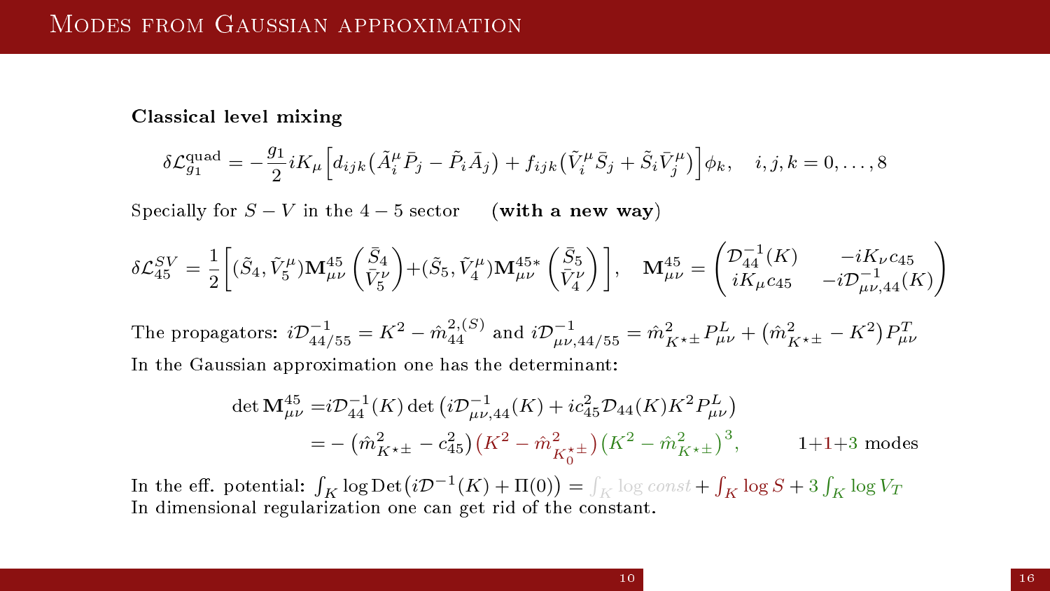# Modes from Gaussian approximation

**Classical level mixing**

$$\delta\mathcal{L}^{\rm quad}_{g_1} = -\frac{g_1}{2} iK_\mu \Big[ d_{ijk}\big(\tilde{A}^\mu_i \bar{P}_j - \tilde{P}_i \bar{A}_j\big) + f_{ijk}\big(\tilde{V}^\mu_i \bar{S}_j + \tilde{S}_i \bar{V}^\mu_j\big)\Big]\phi_k, \quad i,j,k = 0,\dots,8$$

Specially for $S - V$ in the $4-5$ sector (**with a new way**)

$$\delta\mathcal{L}^{SV}_{45} = \frac{1}{2}\Bigg[ (\tilde{S}_4, \tilde{V}^\mu_5)\mathbf{M}^{45}_{\mu\nu} \begin{pmatrix} \bar{S}_4 \\ \bar{V}^\nu_5 \end{pmatrix} + (\tilde{S}_5, \tilde{V}^\mu_4)\mathbf{M}^{45*}_{\mu\nu} \begin{pmatrix} \bar{S}_5 \\ \bar{V}^\nu_4 \end{pmatrix} \Bigg], \quad \mathbf{M}^{45}_{\mu\nu} = \begin{pmatrix} \mathcal{D}^{-1}_{44}(K) & -iK_\nu c_{45} \\ iK_\mu c_{45} & -i\mathcal{D}^{-1}_{\mu\nu,44}(K) \end{pmatrix}$$

The propagators: $i\mathcal{D}^{-1}_{44/55} = K^2 - \hat{m}^{2,(S)}_{44}$ and $i\mathcal{D}^{-1}_{\mu\nu,44/55} = \hat{m}^2_{K^{\star\pm}} P^L_{\mu\nu} + \big(\hat{m}^2_{K^{\star\pm}} - K^2\big)P^T_{\mu\nu}$

In the Gaussian approximation one has the determinant:

$$\begin{aligned} \det \mathbf{M}^{45}_{\mu\nu} &= i\mathcal{D}^{-1}_{44}(K) \det\big(i\mathcal{D}^{-1}_{\mu\nu,44}(K) + ic^2_{45}\mathcal{D}_{44}(K)K^2 P^L_{\mu\nu}\big) \\ &= -\big(\hat{m}^2_{K^{\star\pm}} - c^2_{45}\big)\big(K^2 - \hat{m}^2_{K^{\star\pm}_0}\big)\big(K^2 - \hat{m}^2_{K^{\star\pm}}\big)^3, \qquad 1{+}1{+}3 \text{ modes} \end{aligned}$$

In the eff. potential: $\int_K \log \mathrm{Det}\big(i\mathcal{D}^{-1}(K) + \Pi(0)\big) = \int_K \log const + \int_K \log S + 3\int_K \log V_T$

In dimensional regularization one can get rid of the constant.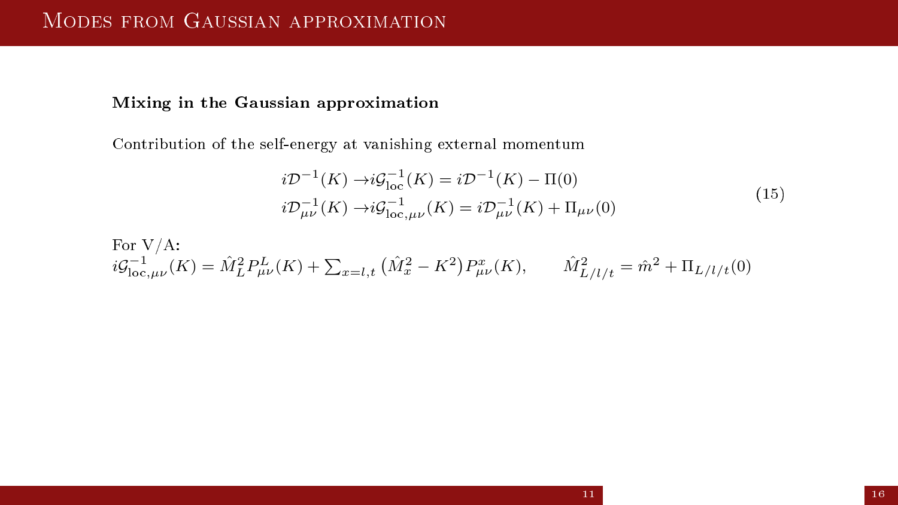# Modes from Gaussian approximation

**Mixing in the Gaussian approximation**

Contribution of the self-energy at vanishing external momentum

$$
\begin{aligned}
i\mathcal{D}^{-1}(K) \to & i\mathcal{G}_{\rm loc}^{-1}(K) = i\mathcal{D}^{-1}(K) - \Pi(0) \\
i\mathcal{D}_{\mu\nu}^{-1}(K) \to & i\mathcal{G}_{{\rm loc},\mu\nu}^{-1}(K) = i\mathcal{D}_{\mu\nu}^{-1}(K) + \Pi_{\mu\nu}(0)
\end{aligned}
\tag{15}
$$

For V/A:
$i\mathcal{G}_{{\rm loc},\mu\nu}^{-1}(K) = \hat{M}_L^2 P_{\mu\nu}^L(K) + \sum_{x=l,t} \left(\hat{M}_x^2 - K^2\right) P_{\mu\nu}^x(K), \qquad \hat{M}_{L/l/t}^2 = \hat{m}^2 + \Pi_{L/l/t}(0)$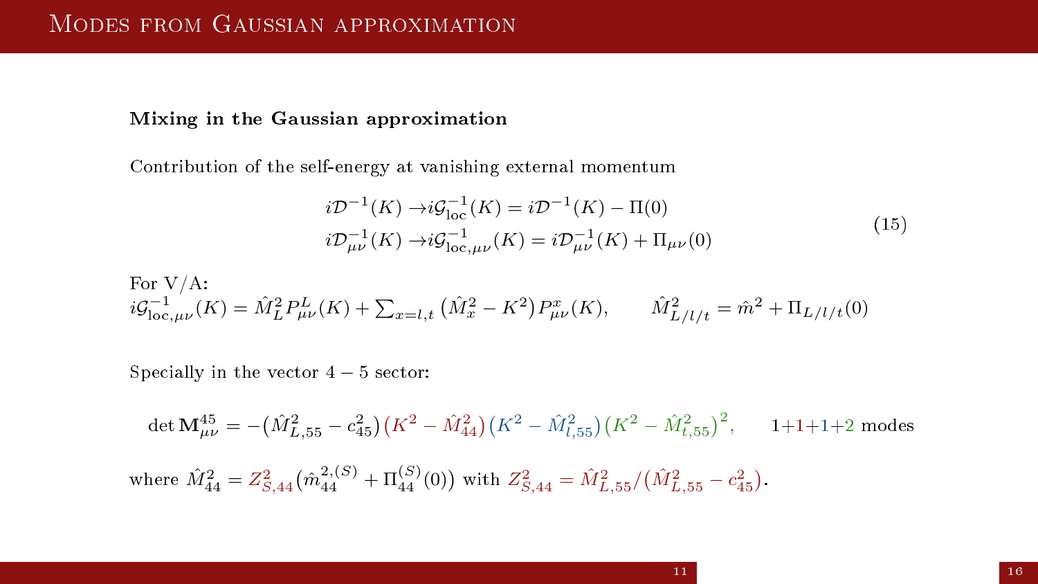# Modes from Gaussian approximation

**Mixing in the Gaussian approximation**

Contribution of the self-energy at vanishing external momentum

$$
\begin{aligned}
i\mathcal{D}^{-1}(K) \to & i\mathcal{G}^{-1}_{\rm loc}(K) = i\mathcal{D}^{-1}(K) - \Pi(0) \\
i\mathcal{D}^{-1}_{\mu\nu}(K) \to & i\mathcal{G}^{-1}_{{\rm loc},\mu\nu}(K) = i\mathcal{D}^{-1}_{\mu\nu}(K) + \Pi_{\mu\nu}(0)
\end{aligned}
\tag{15}
$$

For V/A:
$i\mathcal{G}^{-1}_{{\rm loc},\mu\nu}(K) = \hat{M}^2_L P^L_{\mu\nu}(K) + \sum_{x=l,t}\left(\hat{M}^2_x - K^2\right)P^x_{\mu\nu}(K), \qquad \hat{M}^2_{L/l/t} = \hat{m}^2 + \Pi_{L/l/t}(0)$

Specially in the vector $4-5$ sector:

$$
\det \mathbf{M}^{45}_{\mu\nu} = -\left(\hat{M}^2_{L,55} - c^2_{45}\right)\left(K^2 - \hat{M}^2_{44}\right)\left(K^2 - \hat{M}^2_{l,55}\right)\left(K^2 - \hat{M}^2_{t,55}\right)^2, \qquad 1{+}1{+}1{+}2 \text{ modes}
$$

where $\hat{M}^2_{44} = Z^2_{S,44}\left(\hat{m}^{2,(S)}_{44} + \Pi^{(S)}_{44}(0)\right)$ with $Z^2_{S,44} = \hat{M}^2_{L,55}/\left(\hat{M}^2_{L,55} - c^2_{45}\right)$.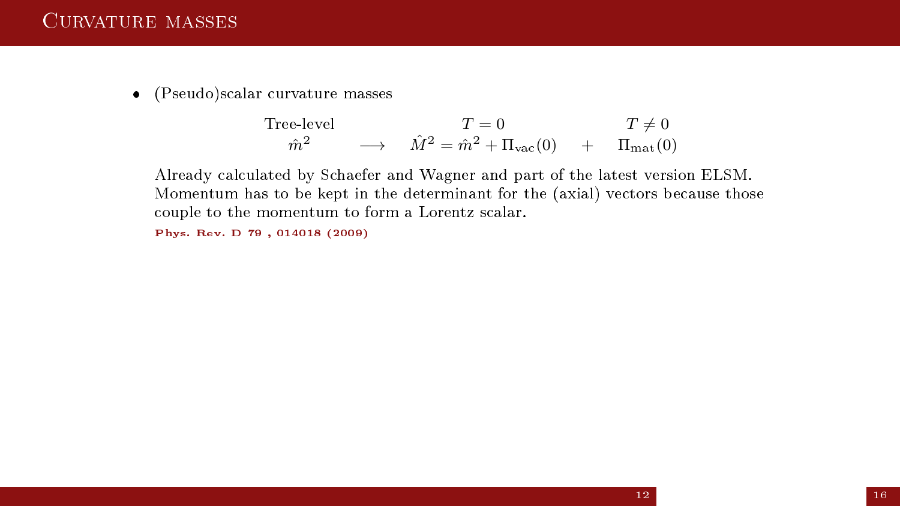# Curvature masses

- (Pseudo)scalar curvature masses

$$
\begin{array}{ccccc}
\text{Tree-level} & & T=0 & & T\neq 0 \\
\hat{m}^2 & \longrightarrow & \hat{M}^2 = \hat{m}^2 + \Pi_{\text{vac}}(0) & + & \Pi_{\text{mat}}(0)
\end{array}
$$

Already calculated by Schaefer and Wagner and part of the latest version ELSM. Momentum has to be kept in the determinant for the (axial) vectors because those couple to the momentum to form a Lorentz scalar.

**Phys. Rev. D 79 , 014018 (2009)**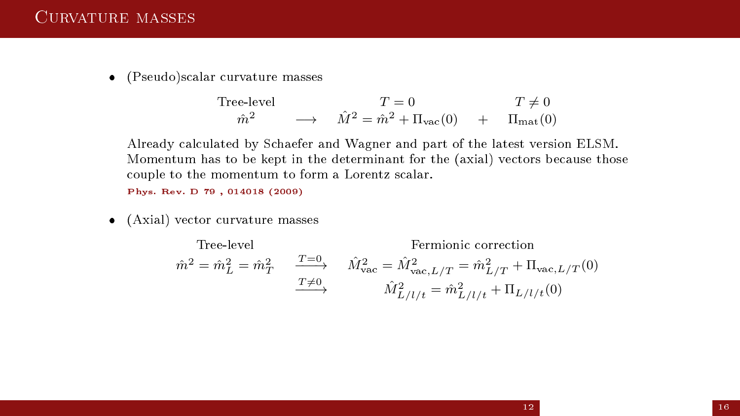# Curvature masses

- (Pseudo)scalar curvature masses

$$
\begin{array}{ccccc}
\text{Tree-level} & & T=0 & & T\neq 0 \\
\hat{m}^2 & \longrightarrow & \hat{M}^2 = \hat{m}^2 + \Pi_{\text{vac}}(0) & + & \Pi_{\text{mat}}(0)
\end{array}
$$

  Already calculated by Schaefer and Wagner and part of the latest version ELSM. Momentum has to be kept in the determinant for the (axial) vectors because those couple to the momentum to form a Lorentz scalar.

  **Phys. Rev. D 79 , 014018 (2009)**

- (Axial) vector curvature masses

$$
\begin{array}{ccc}
\text{Tree-level} & & \text{Fermionic correction} \\
\hat{m}^2 = \hat{m}_L^2 = \hat{m}_T^2 & \xrightarrow{T=0} & \hat{M}^2_{\text{vac}} = \hat{M}^2_{\text{vac},L/T} = \hat{m}^2_{L/T} + \Pi_{\text{vac},L/T}(0) \\
 & \xrightarrow{T\neq 0} & \hat{M}^2_{L/l/t} = \hat{m}^2_{L/l/t} + \Pi_{L/l/t}(0)
\end{array}
$$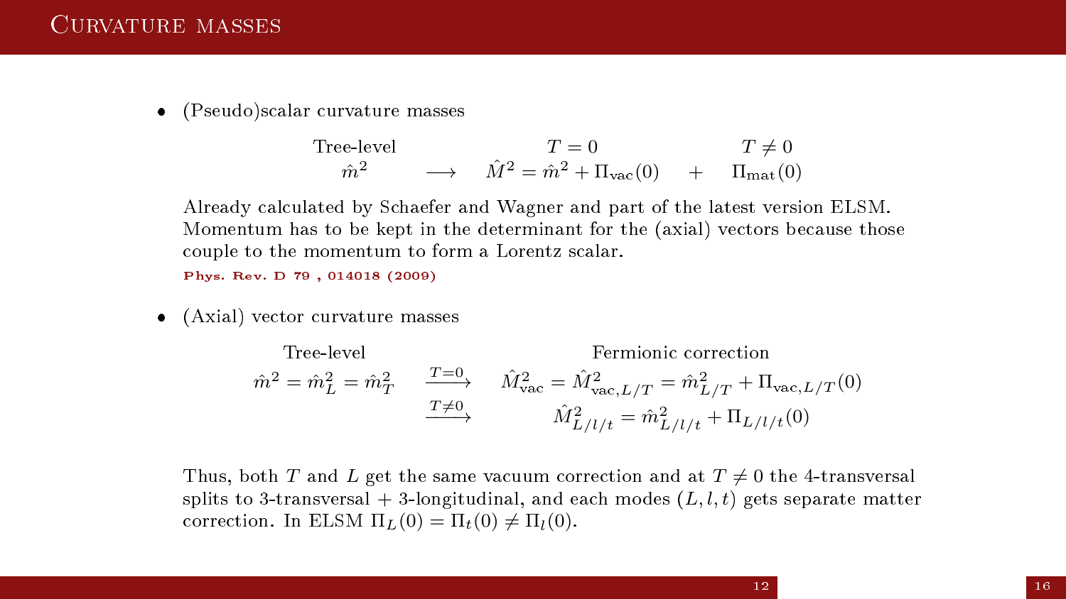# Curvature masses

- (Pseudo)scalar curvature masses

$$
\begin{array}{ccccc}
\text{Tree-level} & & T=0 & & T\neq 0 \\
\hat{m}^2 & \longrightarrow & \hat{M}^2 = \hat{m}^2 + \Pi_{\text{vac}}(0) & + & \Pi_{\text{mat}}(0)
\end{array}
$$

  Already calculated by Schaefer and Wagner and part of the latest version ELSM. Momentum has to be kept in the determinant for the (axial) vectors because those couple to the momentum to form a Lorentz scalar.

  **Phys. Rev. D 79 , 014018 (2009)**

- (Axial) vector curvature masses

$$
\begin{array}{ccc}
\text{Tree-level} & & \text{Fermionic correction} \\
\hat{m}^2 = \hat{m}_L^2 = \hat{m}_T^2 & \xrightarrow{T=0} & \hat{M}^2_{\text{vac}} = \hat{M}^2_{\text{vac},L/T} = \hat{m}^2_{L/T} + \Pi_{\text{vac},L/T}(0) \\
 & \xrightarrow{T\neq 0} & \hat{M}^2_{L/l/t} = \hat{m}^2_{L/l/t} + \Pi_{L/l/t}(0)
\end{array}
$$

  Thus, both $T$ and $L$ get the same vacuum correction and at $T \neq 0$ the 4-transversal splits to 3-transversal + 3-longitudinal, and each modes $(L, l, t)$ gets separate matter correction. In ELSM $\Pi_L(0) = \Pi_t(0) \neq \Pi_l(0)$.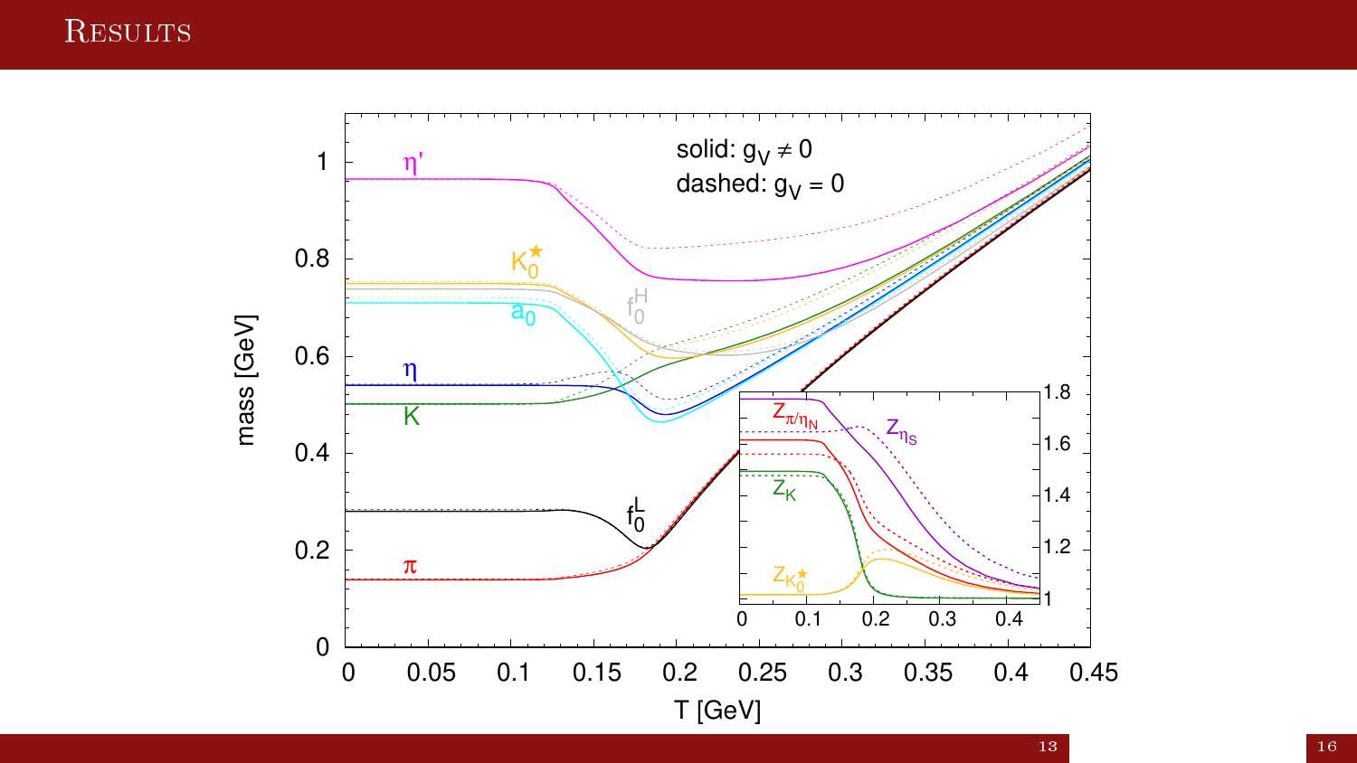# Results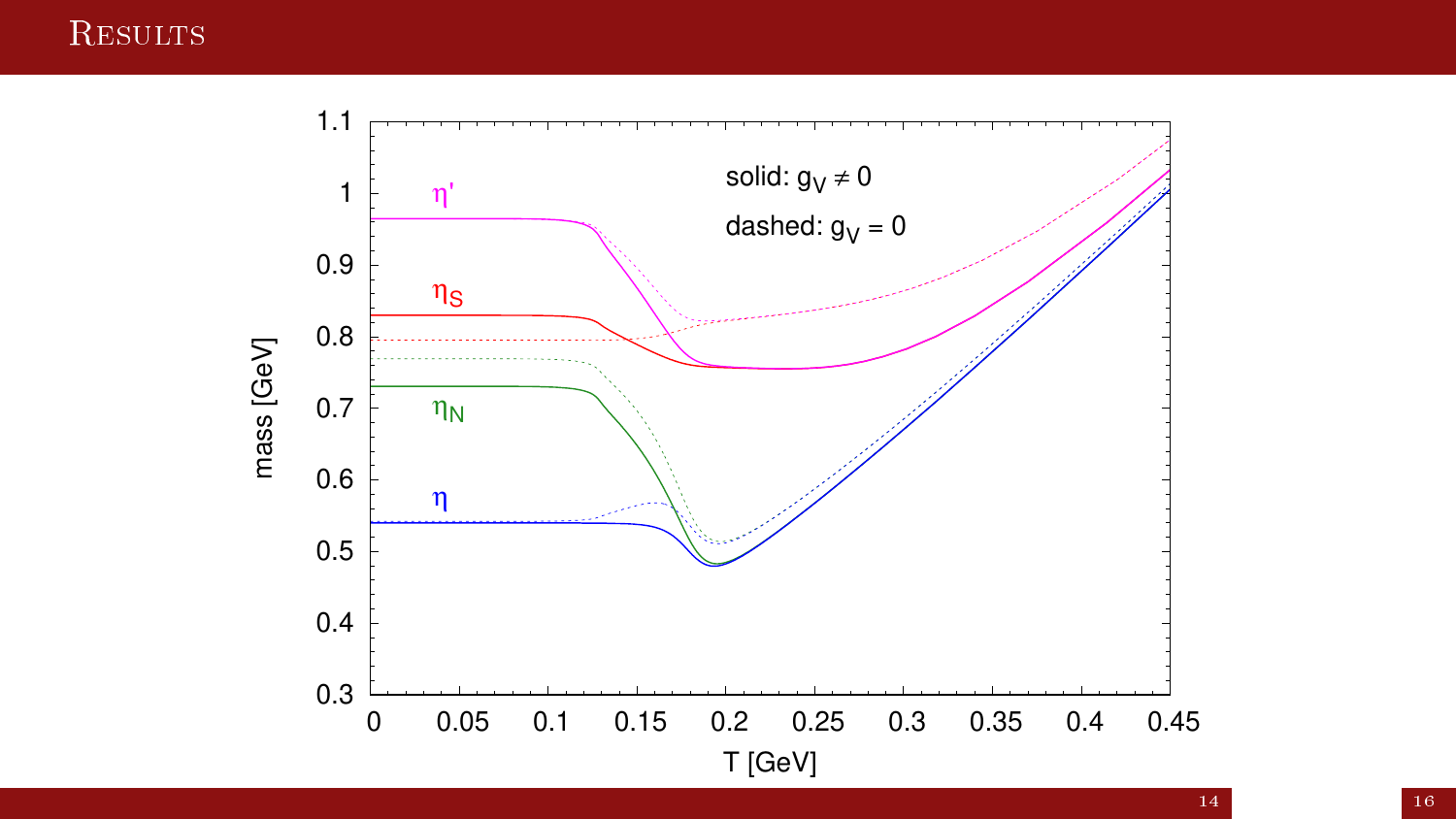# Results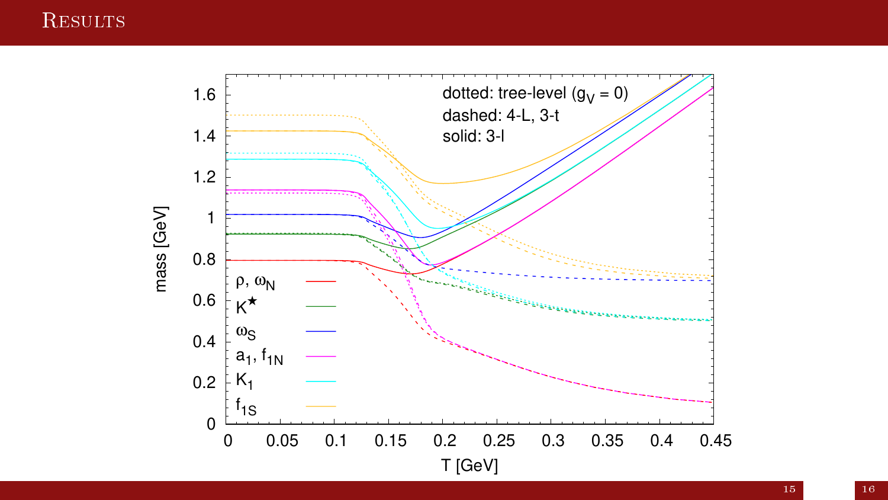# Results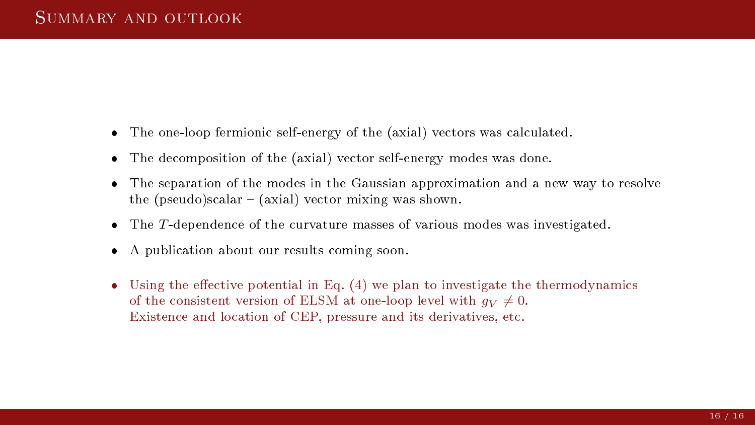# Summary and outlook

- The one-loop fermionic self-energy of the (axial) vectors was calculated.
- The decomposition of the (axial) vector self-energy modes was done.
- The separation of the modes in the Gaussian approximation and a new way to resolve the (pseudo)scalar – (axial) vector mixing was shown.
- The $T$-dependence of the curvature masses of various modes was investigated.
- A publication about our results coming soon.

- Using the effective potential in Eq. (4) we plan to investigate the thermodynamics of the consistent version of ELSM at one-loop level with $g_V \neq 0$.
  Existence and location of CEP, pressure and its derivatives, etc.